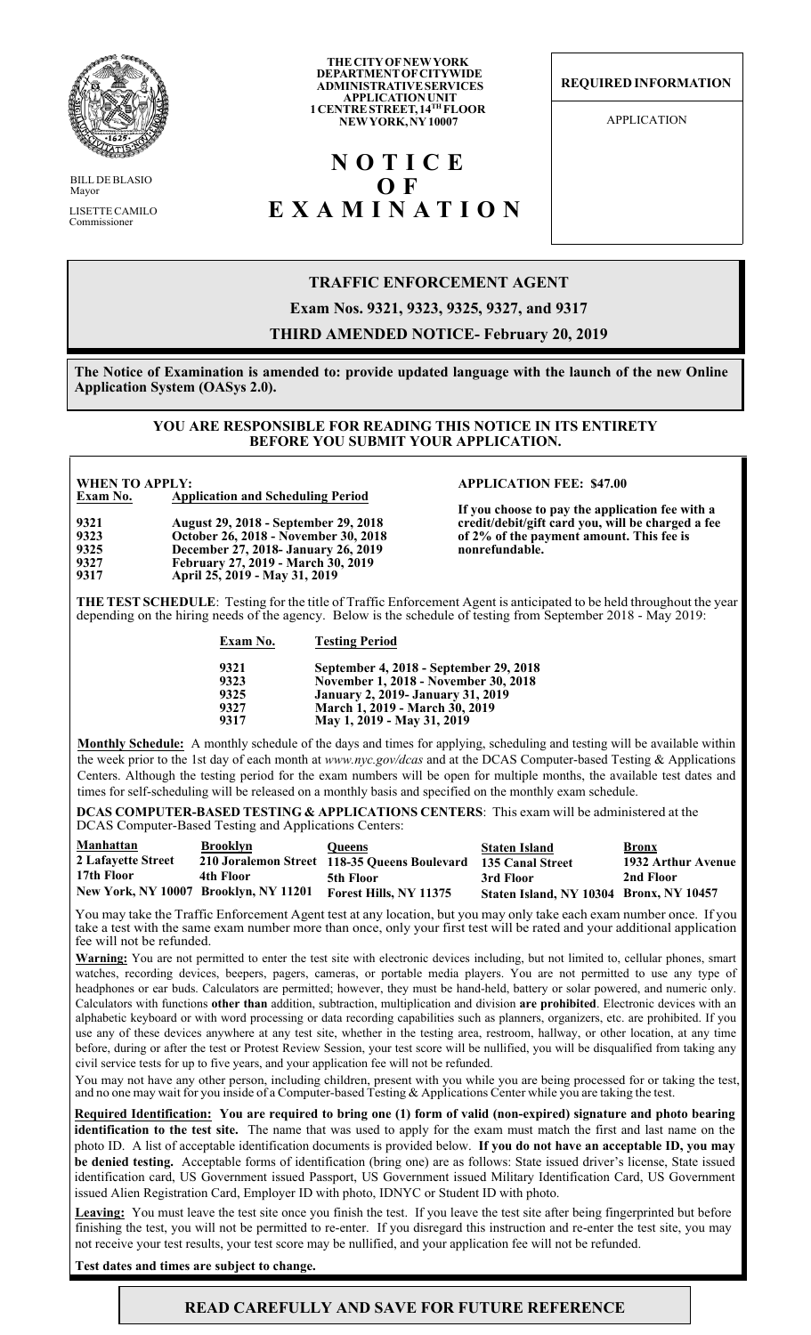BILL DE BLASIO
Mayor

LISETTE CAMILO
Commissioner

**THE CITY OF NEW YORK**
**DEPARTMENT OF CITYWIDE ADMINISTRATIVE SERVICES**
**APPLICATION UNIT**
**1 CENTRE STREET, 14TH FLOOR**
**NEW YORK, NY 10007**

# N O T I C E O F E X A M I N A T I O N

**REQUIRED INFORMATION**

APPLICATION

## TRAFFIC ENFORCEMENT AGENT

**Exam Nos. 9321, 9323, 9325, 9327, and 9317**

**THIRD AMENDED NOTICE- February 20, 2019**

**The Notice of Examination is amended to: provide updated language with the launch of the new Online Application System (OASys 2.0).**

**YOU ARE RESPONSIBLE FOR READING THIS NOTICE IN ITS ENTIRETY BEFORE YOU SUBMIT YOUR APPLICATION.**

**WHEN TO APPLY:**

| Exam No. | Application and Scheduling Period |
|---|---|
| 9321 | August 29, 2018 - September 29, 2018 |
| 9323 | October 26, 2018 - November 30, 2018 |
| 9325 | December 27, 2018- January 26, 2019 |
| 9327 | February 27, 2019 - March 30, 2019 |
| 9317 | April 25, 2019 - May 31, 2019 |

**APPLICATION FEE: $47.00**

**If you choose to pay the application fee with a credit/debit/gift card you, will be charged a fee of 2% of the payment amount. This fee is nonrefundable.**

**THE TEST SCHEDULE**: Testing for the title of Traffic Enforcement Agent is anticipated to be held throughout the year depending on the hiring needs of the agency. Below is the schedule of testing from September 2018 - May 2019:

| Exam No. | Testing Period |
|---|---|
| 9321 | September 4, 2018 - September 29, 2018 |
| 9323 | November 1, 2018 - November 30, 2018 |
| 9325 | January 2, 2019- January 31, 2019 |
| 9327 | March 1, 2019 - March 30, 2019 |
| 9317 | May 1, 2019 - May 31, 2019 |

**Monthly Schedule:** A monthly schedule of the days and times for applying, scheduling and testing will be available within the week prior to the 1st day of each month at *www.nyc.gov/dcas* and at the DCAS Computer-based Testing & Applications Centers. Although the testing period for the exam numbers will be open for multiple months, the available test dates and times for self-scheduling will be released on a monthly basis and specified on the monthly exam schedule.

**DCAS COMPUTER-BASED TESTING & APPLICATIONS CENTERS**: This exam will be administered at the DCAS Computer-Based Testing and Applications Centers:

| Manhattan | Brooklyn | Queens | Staten Island | Bronx |
|---|---|---|---|---|
| 2 Lafayette Street | 210 Joralemon Street | 118-35 Queens Boulevard | 135 Canal Street | 1932 Arthur Avenue |
| 17th Floor | 4th Floor | 5th Floor | 3rd Floor | 2nd Floor |
| New York, NY 10007 | Brooklyn, NY 11201 | Forest Hills, NY 11375 | Staten Island, NY 10304 | Bronx, NY 10457 |

You may take the Traffic Enforcement Agent test at any location, but you may only take each exam number once. If you take a test with the same exam number more than once, only your first test will be rated and your additional application fee will not be refunded.

**Warning:** You are not permitted to enter the test site with electronic devices including, but not limited to, cellular phones, smart watches, recording devices, beepers, pagers, cameras, or portable media players. You are not permitted to use any type of headphones or ear buds. Calculators are permitted; however, they must be hand-held, battery or solar powered, and numeric only. Calculators with functions **other than** addition, subtraction, multiplication and division **are prohibited**. Electronic devices with an alphabetic keyboard or with word processing or data recording capabilities such as planners, organizers, etc. are prohibited. If you use any of these devices anywhere at any test site, whether in the testing area, restroom, hallway, or other location, at any time before, during or after the test or Protest Review Session, your test score will be nullified, you will be disqualified from taking any civil service tests for up to five years, and your application fee will not be refunded.

You may not have any other person, including children, present with you while you are being processed for or taking the test, and no one may wait for you inside of a Computer-based Testing & Applications Center while you are taking the test.

**Required Identification: You are required to bring one (1) form of valid (non-expired) signature and photo bearing identification to the test site.** The name that was used to apply for the exam must match the first and last name on the photo ID. A list of acceptable identification documents is provided below. **If you do not have an acceptable ID, you may be denied testing.** Acceptable forms of identification (bring one) are as follows: State issued driver's license, State issued identification card, US Government issued Passport, US Government issued Military Identification Card, US Government issued Alien Registration Card, Employer ID with photo, IDNYC or Student ID with photo.

**Leaving:** You must leave the test site once you finish the test. If you leave the test site after being fingerprinted but before finishing the test, you will not be permitted to re-enter. If you disregard this instruction and re-enter the test site, you may not receive your test results, your test score may be nullified, and your application fee will not be refunded.

**Test dates and times are subject to change.**

**READ CAREFULLY AND SAVE FOR FUTURE REFERENCE**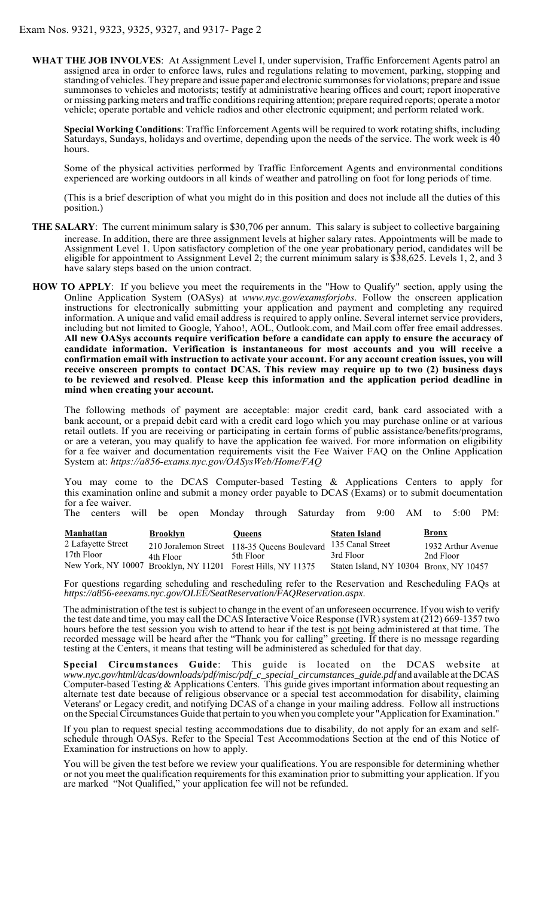**WHAT THE JOB INVOLVES**: At Assignment Level I, under supervision, Traffic Enforcement Agents patrol an assigned area in order to enforce laws, rules and regulations relating to movement, parking, stopping and standing of vehicles. They prepare and issue paper and electronic summonses for violations; prepare and issue summonses to vehicles and motorists; testify at administrative hearing offices and court; report inoperative or missing parking meters and traffic conditions requiring attention; prepare required reports; operate a motor vehicle; operate portable and vehicle radios and other electronic equipment; and perform related work.

**Special Working Conditions**: Traffic Enforcement Agents will be required to work rotating shifts, including Saturdays, Sundays, holidays and overtime, depending upon the needs of the service. The work week is 40 hours.

Some of the physical activities performed by Traffic Enforcement Agents and environmental conditions experienced are working outdoors in all kinds of weather and patrolling on foot for long periods of time.

(This is a brief description of what you might do in this position and does not include all the duties of this position.)

**THE SALARY**: The current minimum salary is $30,706 per annum. This salary is subject to collective bargaining increase. In addition, there are three assignment levels at higher salary rates. Appointments will be made to Assignment Level 1. Upon satisfactory completion of the one year probationary period, candidates will be eligible for appointment to Assignment Level 2; the current minimum salary is $38,625. Levels 1, 2, and 3 have salary steps based on the union contract.

**HOW TO APPLY**: If you believe you meet the requirements in the "How to Qualify" section, apply using the Online Application System (OASys) at *www.nyc.gov/examsforjobs*. Follow the onscreen application instructions for electronically submitting your application and payment and completing any required information. A unique and valid email address is required to apply online. Several internet service providers, including but not limited to Google, Yahoo!, AOL, Outlook.com, and Mail.com offer free email addresses. **All new OASys accounts require verification before a candidate can apply to ensure the accuracy of candidate information. Verification is instantaneous for most accounts and you will receive a confirmation email with instruction to activate your account. For any account creation issues, you will receive onscreen prompts to contact DCAS. This review may require up to two (2) business days to be reviewed and resolved**. **Please keep this information and the application period deadline in mind when creating your account.**

The following methods of payment are acceptable: major credit card, bank card associated with a bank account, or a prepaid debit card with a credit card logo which you may purchase online or at various retail outlets. If you are receiving or participating in certain forms of public assistance/benefits/programs, or are a veteran, you may qualify to have the application fee waived. For more information on eligibility for a fee waiver and documentation requirements visit the Fee Waiver FAQ on the Online Application System at: *https://a856-exams.nyc.gov/OASysWeb/Home/FAQ*

You may come to the DCAS Computer-based Testing & Applications Centers to apply for this examination online and submit a money order payable to DCAS (Exams) or to submit documentation for a fee waiver.
The centers will be open Monday through Saturday from 9:00 AM to 5:00 PM:

| **Manhattan** | **Brooklyn** | **Queens** | **Staten Island** | **Bronx** |
|---|---|---|---|---|
| 2 Lafayette Street | 210 Joralemon Street | 118-35 Queens Boulevard | 135 Canal Street | 1932 Arthur Avenue |
| 17th Floor | 4th Floor | 5th Floor | 3rd Floor | 2nd Floor |
| New York, NY 10007 | Brooklyn, NY 11201 | Forest Hills, NY 11375 | Staten Island, NY 10304 | Bronx, NY 10457 |

For questions regarding scheduling and rescheduling refer to the Reservation and Rescheduling FAQs at *https://a856-eeexams.nyc.gov/OLEE/SeatReservation/FAQReservation.aspx.*

The administration of the test is subject to change in the event of an unforeseen occurrence. If you wish to verify the test date and time, you may call the DCAS Interactive Voice Response (IVR) system at (212) 669-1357 two hours before the test session you wish to attend to hear if the test is not being administered at that time. The recorded message will be heard after the "Thank you for calling" greeting. If there is no message regarding testing at the Centers, it means that testing will be administered as scheduled for that day.

**Special Circumstances Guide**: This guide is located on the DCAS website at *www.nyc.gov/html/dcas/downloads/pdf/misc/pdf_c_special_circumstances_guide.pdf* and available at the DCAS Computer-based Testing & Applications Centers. This guide gives important information about requesting an alternate test date because of religious observance or a special test accommodation for disability, claiming Veterans' or Legacy credit, and notifying DCAS of a change in your mailing address. Follow all instructions on the Special Circumstances Guide that pertain to you when you complete your "Application for Examination."

If you plan to request special testing accommodations due to disability, do not apply for an exam and self-schedule through OASys. Refer to the Special Test Accommodations Section at the end of this Notice of Examination for instructions on how to apply.

You will be given the test before we review your qualifications. You are responsible for determining whether or not you meet the qualification requirements for this examination prior to submitting your application. If you are marked "Not Qualified," your application fee will not be refunded.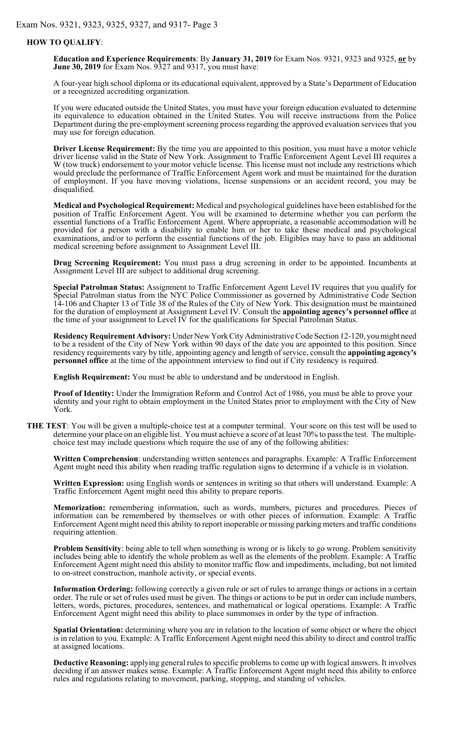**HOW TO QUALIFY**:

**Education and Experience Requirements**: By **January 31, 2019** for Exam Nos. 9321, 9323 and 9325, **or** by **June 30, 2019** for Exam Nos. 9327 and 9317, you must have:

A four-year high school diploma or its educational equivalent, approved by a State's Department of Education or a recognized accrediting organization.

If you were educated outside the United States, you must have your foreign education evaluated to determine its equivalence to education obtained in the United States. You will receive instructions from the Police Department during the pre-employment screening process regarding the approved evaluation services that you may use for foreign education.

**Driver License Requirement:** By the time you are appointed to this position, you must have a motor vehicle driver license valid in the State of New York. Assignment to Traffic Enforcement Agent Level III requires a W (tow truck) endorsement to your motor vehicle license. This license must not include any restrictions which would preclude the performance of Traffic Enforcement Agent work and must be maintained for the duration of employment. If you have moving violations, license suspensions or an accident record, you may be disqualified.

**Medical and Psychological Requirement:** Medical and psychological guidelines have been established for the position of Traffic Enforcement Agent. You will be examined to determine whether you can perform the essential functions of a Traffic Enforcement Agent. Where appropriate, a reasonable accommodation will be provided for a person with a disability to enable him or her to take these medical and psychological examinations, and/or to perform the essential functions of the job. Eligibles may have to pass an additional medical screening before assignment to Assignment Level III.

**Drug Screening Requirement:** You must pass a drug screening in order to be appointed. Incumbents at Assignment Level III are subject to additional drug screening.

**Special Patrolman Status:** Assignment to Traffic Enforcement Agent Level IV requires that you qualify for Special Patrolman status from the NYC Police Commissioner as governed by Administrative Code Section 14-106 and Chapter 13 of Title 38 of the Rules of the City of New York. This designation must be maintained for the duration of employment at Assignment Level IV. Consult the **appointing agency's personnel office** at the time of your assignment to Level IV for the qualifications for Special Patrolman Status.

**Residency Requirement Advisory:** Under New York City Administrative Code Section 12-120, you might need to be a resident of the City of New York within 90 days of the date you are appointed to this position. Since residency requirements vary by title, appointing agency and length of service, consult the **appointing agency's personnel office** at the time of the appointment interview to find out if City residency is required.

**English Requirement:** You must be able to understand and be understood in English.

**Proof of Identity:** Under the Immigration Reform and Control Act of 1986, you must be able to prove your identity and your right to obtain employment in the United States prior to employment with the City of New York.

**THE TEST**: You will be given a multiple-choice test at a computer terminal. Your score on this test will be used to determine your place on an eligible list. You must achieve a score of at least 70% to pass the test. The multiple-choice test may include questions which require the use of any of the following abilities:

**Written Comprehension**: understanding written sentences and paragraphs. Example: A Traffic Enforcement Agent might need this ability when reading traffic regulation signs to determine if a vehicle is in violation.

**Written Expression:** using English words or sentences in writing so that others will understand. Example: A Traffic Enforcement Agent might need this ability to prepare reports.

**Memorization:** remembering information, such as words, numbers, pictures and procedures. Pieces of information can be remembered by themselves or with other pieces of information. Example: A Traffic Enforcement Agent might need this ability to report inoperable or missing parking meters and traffic conditions requiring attention.

**Problem Sensitivity**: being able to tell when something is wrong or is likely to go wrong. Problem sensitivity includes being able to identify the whole problem as well as the elements of the problem. Example: A Traffic Enforcement Agent might need this ability to monitor traffic flow and impediments, including, but not limited to on-street construction, manhole activity, or special events.

**Information Ordering:** following correctly a given rule or set of rules to arrange things or actions in a certain order. The rule or set of rules used must be given. The things or actions to be put in order can include numbers, letters, words, pictures, procedures, sentences, and mathematical or logical operations. Example: A Traffic Enforcement Agent might need this ability to place summonses in order by the type of infraction.

**Spatial Orientation:** determining where you are in relation to the location of some object or where the object is in relation to you. Example: A Traffic Enforcement Agent might need this ability to direct and control traffic at assigned locations.

**Deductive Reasoning:** applying general rules to specific problems to come up with logical answers. It involves deciding if an answer makes sense. Example: A Traffic Enforcement Agent might need this ability to enforce rules and regulations relating to movement, parking, stopping, and standing of vehicles.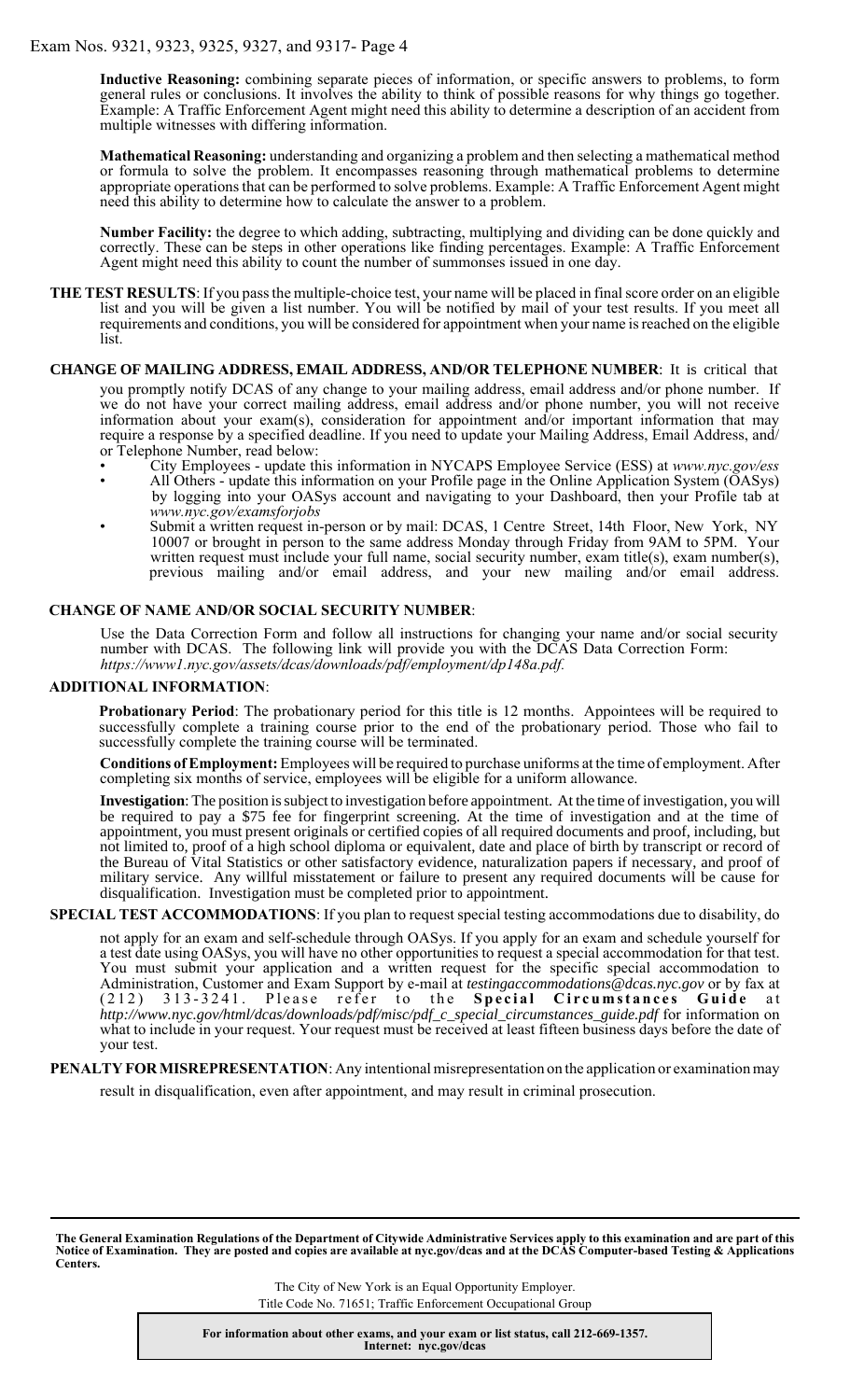**Inductive Reasoning:** combining separate pieces of information, or specific answers to problems, to form general rules or conclusions. It involves the ability to think of possible reasons for why things go together. Example: A Traffic Enforcement Agent might need this ability to determine a description of an accident from multiple witnesses with differing information.

**Mathematical Reasoning:** understanding and organizing a problem and then selecting a mathematical method or formula to solve the problem. It encompasses reasoning through mathematical problems to determine appropriate operations that can be performed to solve problems. Example: A Traffic Enforcement Agent might need this ability to determine how to calculate the answer to a problem.

**Number Facility:** the degree to which adding, subtracting, multiplying and dividing can be done quickly and correctly. These can be steps in other operations like finding percentages. Example: A Traffic Enforcement Agent might need this ability to count the number of summonses issued in one day.

**THE TEST RESULTS**: If you pass the multiple-choice test, your name will be placed in final score order on an eligible list and you will be given a list number. You will be notified by mail of your test results. If you meet all requirements and conditions, you will be considered for appointment when your name is reached on the eligible list.

**CHANGE OF MAILING ADDRESS, EMAIL ADDRESS, AND/OR TELEPHONE NUMBER**: It is critical that you promptly notify DCAS of any change to your mailing address, email address and/or phone number. If we do not have your correct mailing address, email address and/or phone number, you will not receive information about your exam(s), consideration for appointment and/or important information that may require a response by a specified deadline. If you need to update your Mailing Address, Email Address, and/or Telephone Number, read below:

- City Employees - update this information in NYCAPS Employee Service (ESS) at *www.nyc.gov/ess*
- All Others - update this information on your Profile page in the Online Application System (OASys) by logging into your OASys account and navigating to your Dashboard, then your Profile tab at *www.nyc.gov/examsforjobs*
- Submit a written request in-person or by mail: DCAS, 1 Centre Street, 14th Floor, New York, NY 10007 or brought in person to the same address Monday through Friday from 9AM to 5PM. Your written request must include your full name, social security number, exam title(s), exam number(s), previous mailing and/or email address, and your new mailing and/or email address.

**CHANGE OF NAME AND/OR SOCIAL SECURITY NUMBER**:

Use the Data Correction Form and follow all instructions for changing your name and/or social security number with DCAS. The following link will provide you with the DCAS Data Correction Form: *https://www1.nyc.gov/assets/dcas/downloads/pdf/employment/dp148a.pdf.*

**ADDITIONAL INFORMATION**:

**Probationary Period**: The probationary period for this title is 12 months. Appointees will be required to successfully complete a training course prior to the end of the probationary period. Those who fail to successfully complete the training course will be terminated.

**Conditions of Employment:** Employees will be required to purchase uniforms at the time of employment. After completing six months of service, employees will be eligible for a uniform allowance.

**Investigation**: The position is subject to investigation before appointment. At the time of investigation, you will be required to pay a $75 fee for fingerprint screening. At the time of investigation and at the time of appointment, you must present originals or certified copies of all required documents and proof, including, but not limited to, proof of a high school diploma or equivalent, date and place of birth by transcript or record of the Bureau of Vital Statistics or other satisfactory evidence, naturalization papers if necessary, and proof of military service. Any willful misstatement or failure to present any required documents will be cause for disqualification. Investigation must be completed prior to appointment.

**SPECIAL TEST ACCOMMODATIONS**: If you plan to request special testing accommodations due to disability, do not apply for an exam and self-schedule through OASys. If you apply for an exam and schedule yourself for a test date using OASys, you will have no other opportunities to request a special accommodation for that test. You must submit your application and a written request for the specific special accommodation to Administration, Customer and Exam Support by e-mail at *testingaccommodations@dcas.nyc.gov* or by fax at (212) 313-3241. Please refer to the **Special Circumstances Guide** at *http://www.nyc.gov/html/dcas/downloads/pdf/misc/pdf_c_special_circumstances_guide.pdf* for information on what to include in your request. Your request must be received at least fifteen business days before the date of your test.

**PENALTY FOR MISREPRESENTATION**: Any intentional misrepresentation on the application or examination may result in disqualification, even after appointment, and may result in criminal prosecution.

---

**The General Examination Regulations of the Department of Citywide Administrative Services apply to this examination and are part of this Notice of Examination. They are posted and copies are available at nyc.gov/dcas and at the DCAS Computer-based Testing & Applications Centers.**

The City of New York is an Equal Opportunity Employer.

Title Code No. 71651; Traffic Enforcement Occupational Group

**For information about other exams, and your exam or list status, call 212-669-1357.**
**Internet: nyc.gov/dcas**